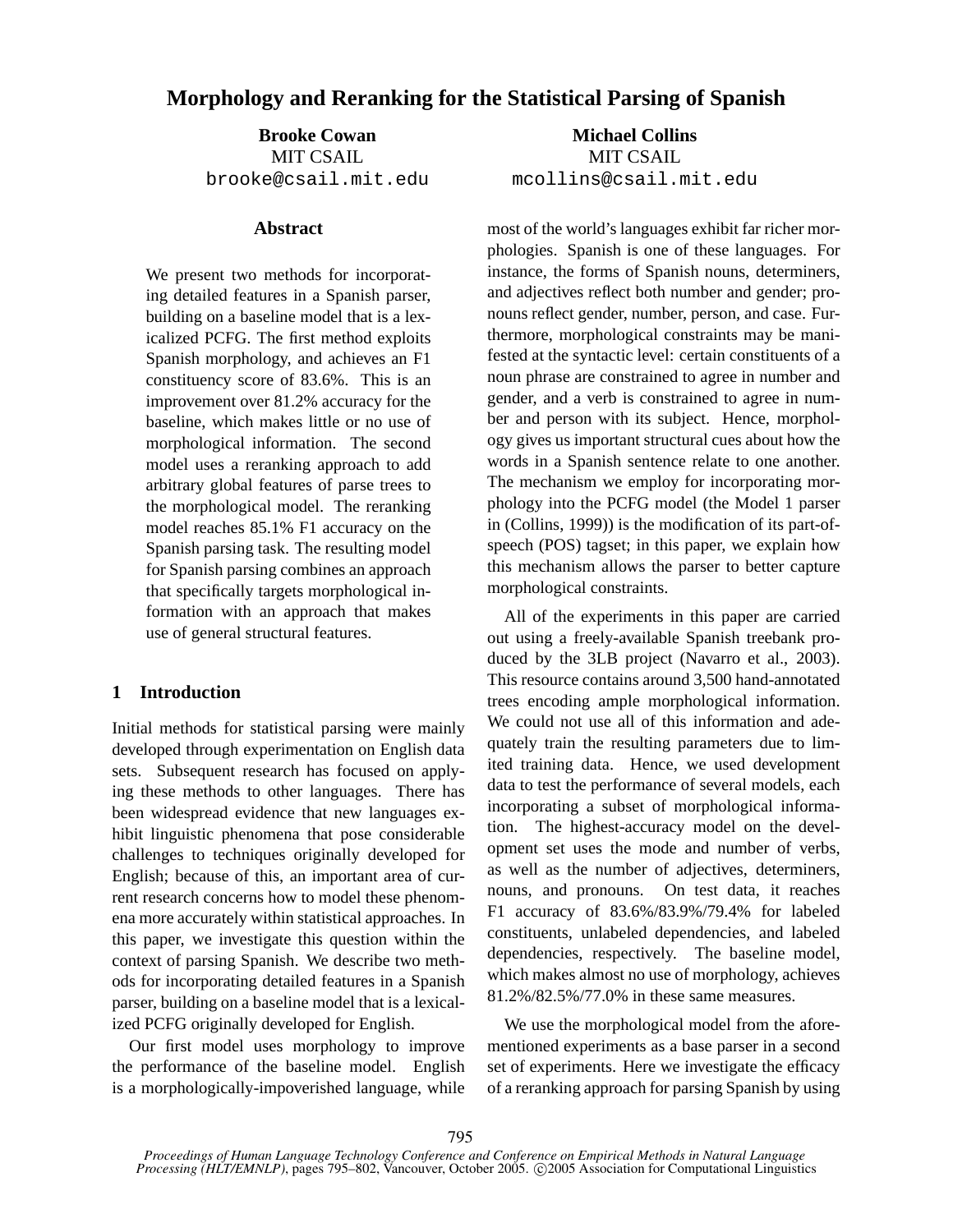# Morphology and Reranking for the Statistical Parsing of Spanish

**Brooke Cowan**
MIT CSAIL
brooke@csail.mit.edu

**Michael Collins**
MIT CSAIL
mcollins@csail.mit.edu

## Abstract

We present two methods for incorporating detailed features in a Spanish parser, building on a baseline model that is a lexicalized PCFG. The first method exploits Spanish morphology, and achieves an F1 constituency score of 83.6%. This is an improvement over 81.2% accuracy for the baseline, which makes little or no use of morphological information. The second model uses a reranking approach to add arbitrary global features of parse trees to the morphological model. The reranking model reaches 85.1% F1 accuracy on the Spanish parsing task. The resulting model for Spanish parsing combines an approach that specifically targets morphological information with an approach that makes use of general structural features.

## 1 Introduction

Initial methods for statistical parsing were mainly developed through experimentation on English data sets. Subsequent research has focused on applying these methods to other languages. There has been widespread evidence that new languages exhibit linguistic phenomena that pose considerable challenges to techniques originally developed for English; because of this, an important area of current research concerns how to model these phenomena more accurately within statistical approaches. In this paper, we investigate this question within the context of parsing Spanish. We describe two methods for incorporating detailed features in a Spanish parser, building on a baseline model that is a lexicalized PCFG originally developed for English.

Our first model uses morphology to improve the performance of the baseline model. English is a morphologically-impoverished language, while most of the world's languages exhibit far richer morphologies. Spanish is one of these languages. For instance, the forms of Spanish nouns, determiners, and adjectives reflect both number and gender; pronouns reflect gender, number, person, and case. Furthermore, morphological constraints may be manifested at the syntactic level: certain constituents of a noun phrase are constrained to agree in number and gender, and a verb is constrained to agree in number and person with its subject. Hence, morphology gives us important structural cues about how the words in a Spanish sentence relate to one another. The mechanism we employ for incorporating morphology into the PCFG model (the Model 1 parser in (Collins, 1999)) is the modification of its part-of-speech (POS) tagset; in this paper, we explain how this mechanism allows the parser to better capture morphological constraints.

All of the experiments in this paper are carried out using a freely-available Spanish treebank produced by the 3LB project (Navarro et al., 2003). This resource contains around 3,500 hand-annotated trees encoding ample morphological information. We could not use all of this information and adequately train the resulting parameters due to limited training data. Hence, we used development data to test the performance of several models, each incorporating a subset of morphological information. The highest-accuracy model on the development set uses the mode and number of verbs, as well as the number of adjectives, determiners, nouns, and pronouns. On test data, it reaches F1 accuracy of 83.6%/83.9%/79.4% for labeled constituents, unlabeled dependencies, and labeled dependencies, respectively. The baseline model, which makes almost no use of morphology, achieves 81.2%/82.5%/77.0% in these same measures.

We use the morphological model from the aforementioned experiments as a base parser in a second set of experiments. Here we investigate the efficacy of a reranking approach for parsing Spanish by using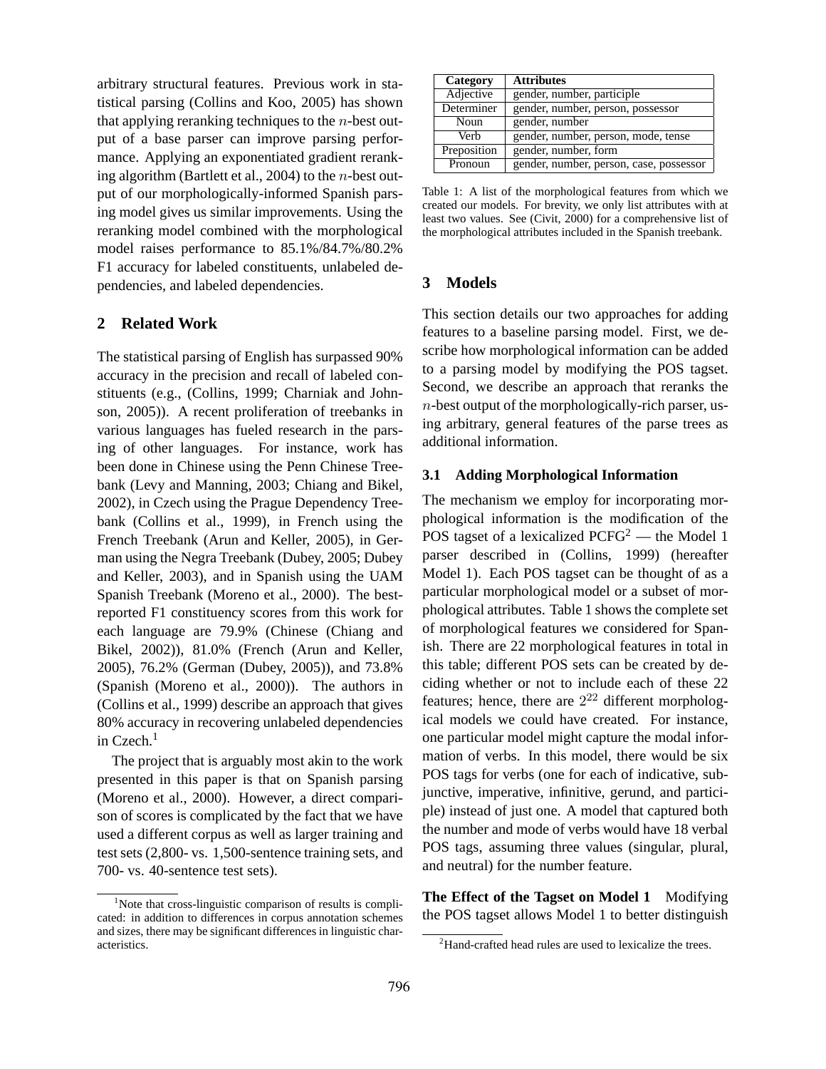arbitrary structural features. Previous work in statistical parsing (Collins and Koo, 2005) has shown that applying reranking techniques to the $n$-best output of a base parser can improve parsing performance. Applying an exponentiated gradient reranking algorithm (Bartlett et al., 2004) to the $n$-best output of our morphologically-informed Spanish parsing model gives us similar improvements. Using the reranking model combined with the morphological model raises performance to 85.1%/84.7%/80.2% F1 accuracy for labeled constituents, unlabeled dependencies, and labeled dependencies.

## 2 Related Work

The statistical parsing of English has surpassed 90% accuracy in the precision and recall of labeled constituents (e.g., (Collins, 1999; Charniak and Johnson, 2005)). A recent proliferation of treebanks in various languages has fueled research in the parsing of other languages. For instance, work has been done in Chinese using the Penn Chinese Treebank (Levy and Manning, 2003; Chiang and Bikel, 2002), in Czech using the Prague Dependency Treebank (Collins et al., 1999), in French using the French Treebank (Arun and Keller, 2005), in German using the Negra Treebank (Dubey, 2005; Dubey and Keller, 2003), and in Spanish using the UAM Spanish Treebank (Moreno et al., 2000). The best-reported F1 constituency scores from this work for each language are 79.9% (Chinese (Chiang and Bikel, 2002)), 81.0% (French (Arun and Keller, 2005), 76.2% (German (Dubey, 2005)), and 73.8% (Spanish (Moreno et al., 2000)). The authors in (Collins et al., 1999) describe an approach that gives 80% accuracy in recovering unlabeled dependencies in Czech.[1]

The project that is arguably most akin to the work presented in this paper is that on Spanish parsing (Moreno et al., 2000). However, a direct comparison of scores is complicated by the fact that we have used a different corpus as well as larger training and test sets (2,800- vs. 1,500-sentence training sets, and 700- vs. 40-sentence test sets).

[1]Note that cross-linguistic comparison of results is complicated: in addition to differences in corpus annotation schemes and sizes, there may be significant differences in linguistic characteristics.

| Category | Attributes |
|---|---|
| Adjective | gender, number, participle |
| Determiner | gender, number, person, possessor |
| Noun | gender, number |
| Verb | gender, number, person, mode, tense |
| Preposition | gender, number, form |
| Pronoun | gender, number, person, case, possessor |

Table 1: A list of the morphological features from which we created our models. For brevity, we only list attributes with at least two values. See (Civit, 2000) for a comprehensive list of the morphological attributes included in the Spanish treebank.

## 3 Models

This section details our two approaches for adding features to a baseline parsing model. First, we describe how morphological information can be added to a parsing model by modifying the POS tagset. Second, we describe an approach that reranks the $n$-best output of the morphologically-rich parser, using arbitrary, general features of the parse trees as additional information.

### 3.1 Adding Morphological Information

The mechanism we employ for incorporating morphological information is the modification of the POS tagset of a lexicalized PCFG[2] — the Model 1 parser described in (Collins, 1999) (hereafter Model 1). Each POS tagset can be thought of as a particular morphological model or a subset of morphological attributes. Table 1 shows the complete set of morphological features we considered for Spanish. There are 22 morphological features in total in this table; different POS sets can be created by deciding whether or not to include each of these 22 features; hence, there are $2^{22}$ different morphological models we could have created. For instance, one particular model might capture the modal information of verbs. In this model, there would be six POS tags for verbs (one for each of indicative, subjunctive, imperative, infinitive, gerund, and participle) instead of just one. A model that captured both the number and mode of verbs would have 18 verbal POS tags, assuming three values (singular, plural, and neutral) for the number feature.

**The Effect of the Tagset on Model 1** Modifying the POS tagset allows Model 1 to better distinguish

[2]Hand-crafted head rules are used to lexicalize the trees.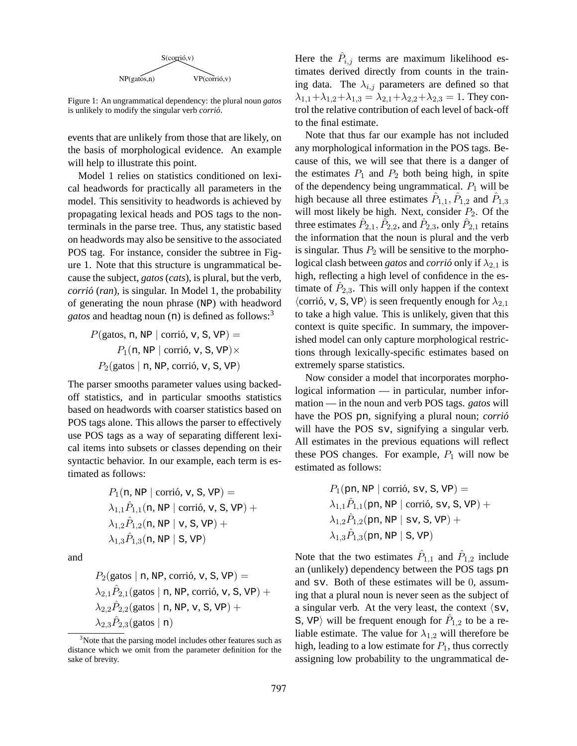```
        S(corrió,v)
       /           \
NP(gatos,n)     VP(corrió,v)
```

Figure 1: An ungrammatical dependency: the plural noun *gatos* is unlikely to modify the singular verb *corrió*.

events that are unlikely from those that are likely, on the basis of morphological evidence. An example will help to illustrate this point.

Model 1 relies on statistics conditioned on lexical headwords for practically all parameters in the model. This sensitivity to headwords is achieved by propagating lexical heads and POS tags to the nonterminals in the parse tree. Thus, any statistic based on headwords may also be sensitive to the associated POS tag. For instance, consider the subtree in Figure 1. Note that this structure is ungrammatical because the subject, *gatos* (*cats*), is plural, but the verb, *corrió* (*ran*), is singular. In Model 1, the probability of generating the noun phrase (NP) with headword *gatos* and headtag noun (n) is defined as follows:[3]

$$P(\text{gatos, n, NP} \mid \text{corrió, v, S, VP}) =$$
$$P_1(\text{n, NP} \mid \text{corrió, v, S, VP}) \times$$
$$P_2(\text{gatos} \mid \text{n, NP, corrió, v, S, VP})$$

The parser smooths parameter values using backed-off statistics, and in particular smooths statistics based on headwords with coarser statistics based on POS tags alone. This allows the parser to effectively use POS tags as a way of separating different lexical items into subsets or classes depending on their syntactic behavior. In our example, each term is estimated as follows:

$$P_1(\text{n, NP} \mid \text{corrió, v, S, VP}) =$$
$$\lambda_{1,1}\hat{P}_{1,1}(\text{n, NP} \mid \text{corrió, v, S, VP}) +$$
$$\lambda_{1,2}\hat{P}_{1,2}(\text{n, NP} \mid \text{v, S, VP}) +$$
$$\lambda_{1,3}\hat{P}_{1,3}(\text{n, NP} \mid \text{S, VP})$$

and

$$P_2(\text{gatos} \mid \text{n, NP, corrió, v, S, VP}) =$$
$$\lambda_{2,1}\hat{P}_{2,1}(\text{gatos} \mid \text{n, NP, corrió, v, S, VP}) +$$
$$\lambda_{2,2}\hat{P}_{2,2}(\text{gatos} \mid \text{n, NP, v, S, VP}) +$$
$$\lambda_{2,3}\hat{P}_{2,3}(\text{gatos} \mid \text{n})$$

[3]Note that the parsing model includes other features such as distance which we omit from the parameter definition for the sake of brevity.

Here the $\hat{P}_{i,j}$ terms are maximum likelihood estimates derived directly from counts in the training data. The $\lambda_{i,j}$ parameters are defined so that $\lambda_{1,1}+\lambda_{1,2}+\lambda_{1,3} = \lambda_{2,1}+\lambda_{2,2}+\lambda_{2,3} = 1$. They control the relative contribution of each level of back-off to the final estimate.

Note that thus far our example has not included any morphological information in the POS tags. Because of this, we will see that there is a danger of the estimates $P_1$ and $P_2$ both being high, in spite of the dependency being ungrammatical. $P_1$ will be high because all three estimates $\hat{P}_{1,1}$, $\hat{P}_{1,2}$ and $\hat{P}_{1,3}$ will most likely be high. Next, consider $P_2$. Of the three estimates $\hat{P}_{2,1}$, $\hat{P}_{2,2}$, and $\hat{P}_{2,3}$, only $\hat{P}_{2,1}$ retains the information that the noun is plural and the verb is singular. Thus $P_2$ will be sensitive to the morphological clash between *gatos* and *corrió* only if $\lambda_{2,1}$ is high, reflecting a high level of confidence in the estimate of $\hat{P}_{2,3}$. This will only happen if the context $\langle$corrió, v, S, VP$\rangle$ is seen frequently enough for $\lambda_{2,1}$ to take a high value. This is unlikely, given that this context is quite specific. In summary, the impoverished model can only capture morphological restrictions through lexically-specific estimates based on extremely sparse statistics.

Now consider a model that incorporates morphological information — in particular, number information — in the noun and verb POS tags. *gatos* will have the POS pn, signifying a plural noun; *corrió* will have the POS sv, signifying a singular verb. All estimates in the previous equations will reflect these POS changes. For example, $P_1$ will now be estimated as follows:

$$P_1(\text{pn, NP} \mid \text{corrió, sv, S, VP}) =$$
$$\lambda_{1,1}\hat{P}_{1,1}(\text{pn, NP} \mid \text{corrió, sv, S, VP}) +$$
$$\lambda_{1,2}\hat{P}_{1,2}(\text{pn, NP} \mid \text{sv, S, VP}) +$$
$$\lambda_{1,3}\hat{P}_{1,3}(\text{pn, NP} \mid \text{S, VP})$$

Note that the two estimates $\hat{P}_{1,1}$ and $\hat{P}_{1,2}$ include an (unlikely) dependency between the POS tags pn and sv. Both of these estimates will be 0, assuming that a plural noun is never seen as the subject of a singular verb. At the very least, the context $\langle$sv, S, VP$\rangle$ will be frequent enough for $\hat{P}_{1,2}$ to be a reliable estimate. The value for $\lambda_{1,2}$ will therefore be high, leading to a low estimate for $P_1$, thus correctly assigning low probability to the ungrammatical de-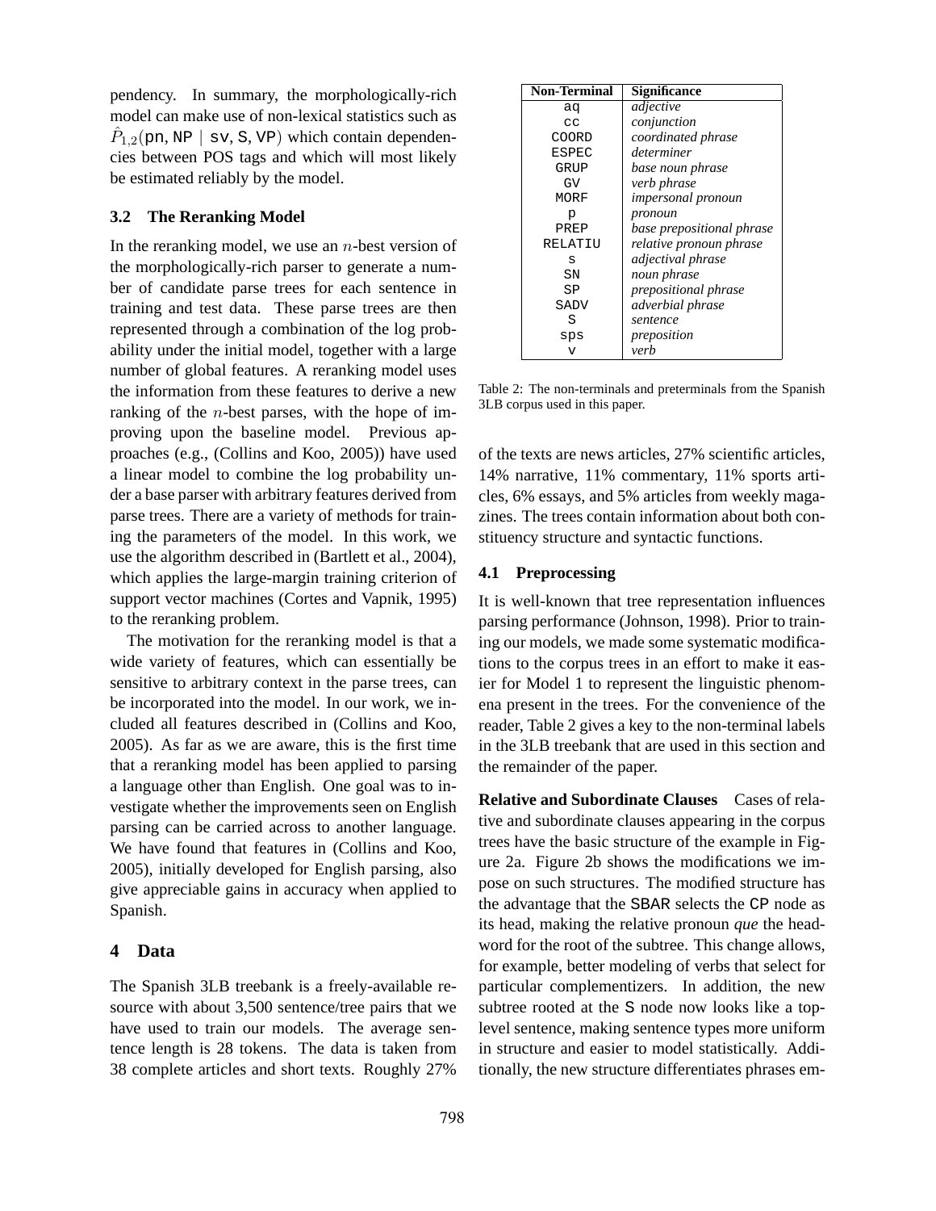pendency. In summary, the morphologically-rich model can make use of non-lexical statistics such as $\hat{P}_{1,2}(\texttt{pn}, \texttt{NP} \mid \texttt{sv}, \texttt{S}, \texttt{VP})$ which contain dependencies between POS tags and which will most likely be estimated reliably by the model.

### 3.2 The Reranking Model

In the reranking model, we use an $n$-best version of the morphologically-rich parser to generate a number of candidate parse trees for each sentence in training and test data. These parse trees are then represented through a combination of the log probability under the initial model, together with a large number of global features. A reranking model uses the information from these features to derive a new ranking of the $n$-best parses, with the hope of improving upon the baseline model. Previous approaches (e.g., (Collins and Koo, 2005)) have used a linear model to combine the log probability under a base parser with arbitrary features derived from parse trees. There are a variety of methods for training the parameters of the model. In this work, we use the algorithm described in (Bartlett et al., 2004), which applies the large-margin training criterion of support vector machines (Cortes and Vapnik, 1995) to the reranking problem.

The motivation for the reranking model is that a wide variety of features, which can essentially be sensitive to arbitrary context in the parse trees, can be incorporated into the model. In our work, we included all features described in (Collins and Koo, 2005). As far as we are aware, this is the first time that a reranking model has been applied to parsing a language other than English. One goal was to investigate whether the improvements seen on English parsing can be carried across to another language. We have found that features in (Collins and Koo, 2005), initially developed for English parsing, also give appreciable gains in accuracy when applied to Spanish.

## 4 Data

The Spanish 3LB treebank is a freely-available resource with about 3,500 sentence/tree pairs that we have used to train our models. The average sentence length is 28 tokens. The data is taken from 38 complete articles and short texts. Roughly 27% of the texts are news articles, 27% scientific articles, 14% narrative, 11% commentary, 11% sports articles, 6% essays, and 5% articles from weekly magazines. The trees contain information about both constituency structure and syntactic functions.

| Non-Terminal | Significance |
|---|---|
| aq | *adjective* |
| cc | *conjunction* |
| COORD | *coordinated phrase* |
| ESPEC | *determiner* |
| GRUP | *base noun phrase* |
| GV | *verb phrase* |
| MORF | *impersonal pronoun* |
| p | *pronoun* |
| PREP | *base prepositional phrase* |
| RELATIU | *relative pronoun phrase* |
| s | *adjectival phrase* |
| SN | *noun phrase* |
| SP | *prepositional phrase* |
| SADV | *adverbial phrase* |
| S | *sentence* |
| sps | *preposition* |
| v | *verb* |

Table 2: The non-terminals and preterminals from the Spanish 3LB corpus used in this paper.

### 4.1 Preprocessing

It is well-known that tree representation influences parsing performance (Johnson, 1998). Prior to training our models, we made some systematic modifications to the corpus trees in an effort to make it easier for Model 1 to represent the linguistic phenomena present in the trees. For the convenience of the reader, Table 2 gives a key to the non-terminal labels in the 3LB treebank that are used in this section and the remainder of the paper.

**Relative and Subordinate Clauses** Cases of relative and subordinate clauses appearing in the corpus trees have the basic structure of the example in Figure 2a. Figure 2b shows the modifications we impose on such structures. The modified structure has the advantage that the SBAR selects the CP node as its head, making the relative pronoun *que* the headword for the root of the subtree. This change allows, for example, better modeling of verbs that select for particular complementizers. In addition, the new subtree rooted at the S node now looks like a top-level sentence, making sentence types more uniform in structure and easier to model statistically. Additionally, the new structure differentiates phrases em-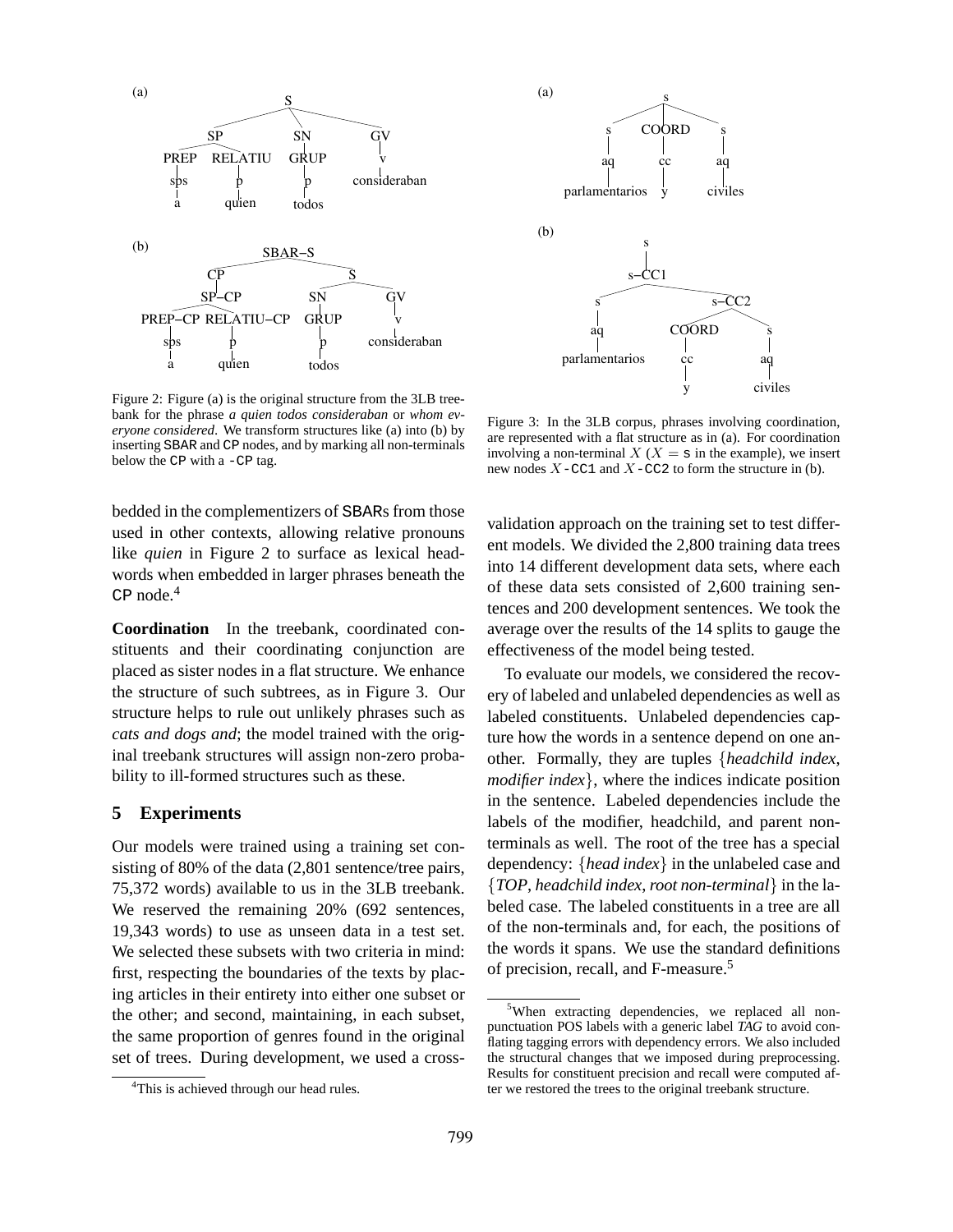Figure 2: Figure (a) is the original structure from the 3LB treebank for the phrase *a quien todos consideraban* or *whom everyone considered*. We transform structures like (a) into (b) by inserting SBAR and CP nodes, and by marking all non-terminals below the CP with a -CP tag.

Figure 3: In the 3LB corpus, phrases involving coordination, are represented with a flat structure as in (a). For coordination involving a non-terminal $X$ ($X$ = s in the example), we insert new nodes $X$-CC1 and $X$-CC2 to form the structure in (b).

bedded in the complementizers of SBARs from those used in other contexts, allowing relative pronouns like *quien* in Figure 2 to surface as lexical headwords when embedded in larger phrases beneath the CP node.[4]

**Coordination** In the treebank, coordinated constituents and their coordinating conjunction are placed as sister nodes in a flat structure. We enhance the structure of such subtrees, as in Figure 3. Our structure helps to rule out unlikely phrases such as *cats and dogs and*; the model trained with the original treebank structures will assign non-zero probability to ill-formed structures such as these.

## 5 Experiments

Our models were trained using a training set consisting of 80% of the data (2,801 sentence/tree pairs, 75,372 words) available to us in the 3LB treebank. We reserved the remaining 20% (692 sentences, 19,343 words) to use as unseen data in a test set. We selected these subsets with two criteria in mind: first, respecting the boundaries of the texts by placing articles in their entirety into either one subset or the other; and second, maintaining, in each subset, the same proportion of genres found in the original set of trees. During development, we used a cross-validation approach on the training set to test different models. We divided the 2,800 training data trees into 14 different development data sets, where each of these data sets consisted of 2,600 training sentences and 200 development sentences. We took the average over the results of the 14 splits to gauge the effectiveness of the model being tested.

To evaluate our models, we considered the recovery of labeled and unlabeled dependencies as well as labeled constituents. Unlabeled dependencies capture how the words in a sentence depend on one another. Formally, they are tuples {*headchild index, modifier index*}, where the indices indicate position in the sentence. Labeled dependencies include the labels of the modifier, headchild, and parent non-terminals as well. The root of the tree has a special dependency: {*head index*} in the unlabeled case and {*TOP, headchild index, root non-terminal*} in the labeled case. The labeled constituents in a tree are all of the non-terminals and, for each, the positions of the words it spans. We use the standard definitions of precision, recall, and F-measure.[5]

[4] This is achieved through our head rules.

[5] When extracting dependencies, we replaced all non-punctuation POS labels with a generic label *TAG* to avoid conflating tagging errors with dependency errors. We also included the structural changes that we imposed during preprocessing. Results for constituent precision and recall were computed after we restored the trees to the original treebank structure.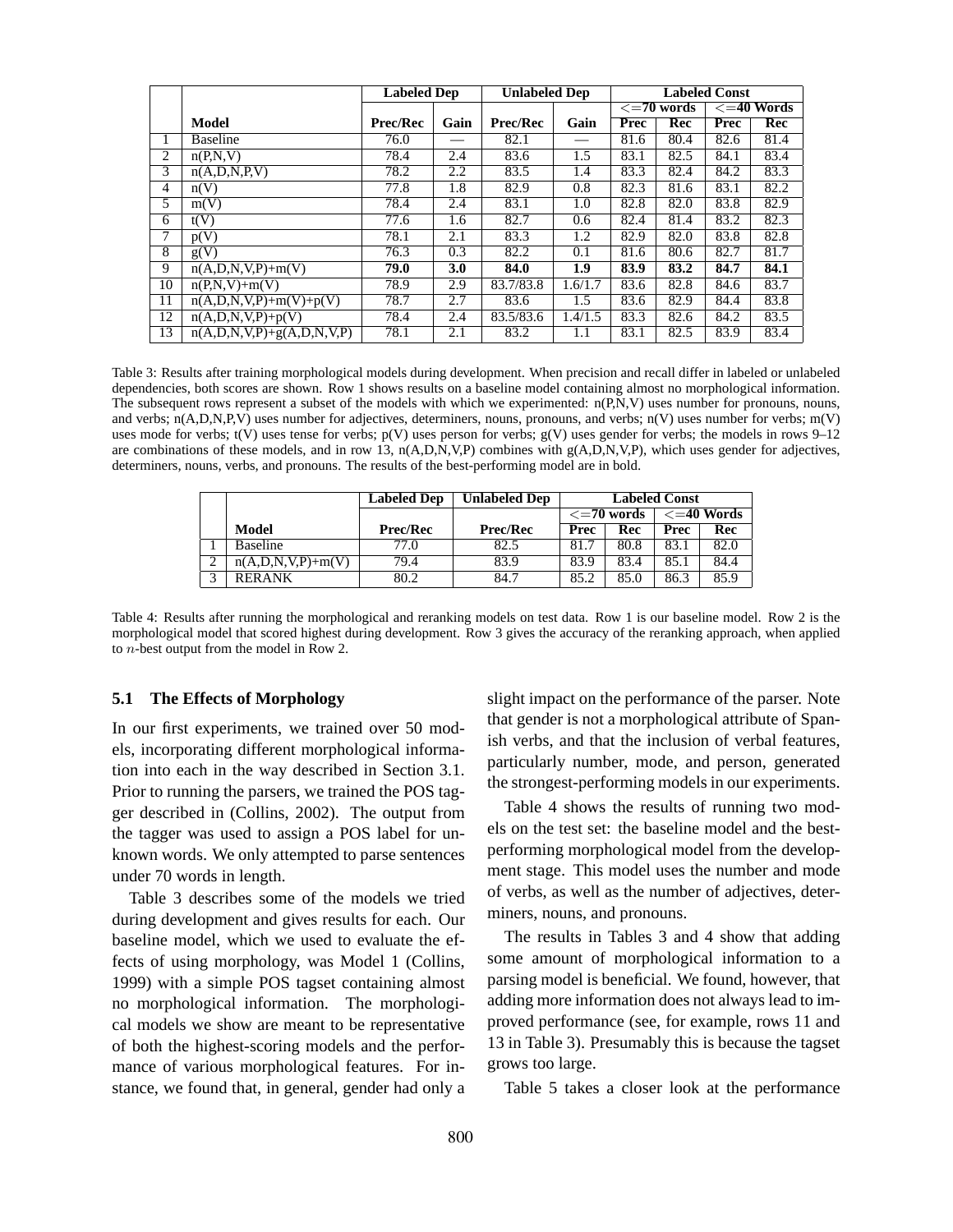| | | Labeled Dep | | Unlabeled Dep | | Labeled Const | | | |
|---|---|---|---|---|---|---|---|---|---|
| | | | | | | <=70 words | | <=40 Words | |
| | **Model** | **Prec/Rec** | **Gain** | **Prec/Rec** | **Gain** | **Prec** | **Rec** | **Prec** | **Rec** |
| 1 | Baseline | 76.0 | — | 82.1 | — | 81.6 | 80.4 | 82.6 | 81.4 |
| 2 | n(P,N,V) | 78.4 | 2.4 | 83.6 | 1.5 | 83.1 | 82.5 | 84.1 | 83.4 |
| 3 | n(A,D,N,P,V) | 78.2 | 2.2 | 83.5 | 1.4 | 83.3 | 82.4 | 84.2 | 83.3 |
| 4 | n(V) | 77.8 | 1.8 | 82.9 | 0.8 | 82.3 | 81.6 | 83.1 | 82.2 |
| 5 | m(V) | 78.4 | 2.4 | 83.1 | 1.0 | 82.8 | 82.0 | 83.8 | 82.9 |
| 6 | t(V) | 77.6 | 1.6 | 82.7 | 0.6 | 82.4 | 81.4 | 83.2 | 82.3 |
| 7 | p(V) | 78.1 | 2.1 | 83.3 | 1.2 | 82.9 | 82.0 | 83.8 | 82.8 |
| 8 | g(V) | 76.3 | 0.3 | 82.2 | 0.1 | 81.6 | 80.6 | 82.7 | 81.7 |
| 9 | n(A,D,N,V,P)+m(V) | **79.0** | **3.0** | **84.0** | **1.9** | **83.9** | **83.2** | **84.7** | **84.1** |
| 10 | n(P,N,V)+m(V) | 78.9 | 2.9 | 83.7/83.8 | 1.6/1.7 | 83.6 | 82.8 | 84.6 | 83.7 |
| 11 | n(A,D,N,V,P)+m(V)+p(V) | 78.7 | 2.7 | 83.6 | 1.5 | 83.6 | 82.9 | 84.4 | 83.8 |
| 12 | n(A,D,N,V,P)+p(V) | 78.4 | 2.4 | 83.5/83.6 | 1.4/1.5 | 83.3 | 82.6 | 84.2 | 83.5 |
| 13 | n(A,D,N,V,P)+g(A,D,N,V,P) | 78.1 | 2.1 | 83.2 | 1.1 | 83.1 | 82.5 | 83.9 | 83.4 |

Table 3: Results after training morphological models during development. When precision and recall differ in labeled or unlabeled dependencies, both scores are shown. Row 1 shows results on a baseline model containing almost no morphological information. The subsequent rows represent a subset of the models with which we experimented: n(P,N,V) uses number for pronouns, nouns, and verbs; n(A,D,N,P,V) uses number for adjectives, determiners, nouns, pronouns, and verbs; n(V) uses number for verbs; m(V) uses mode for verbs; t(V) uses tense for verbs; p(V) uses person for verbs; g(V) uses gender for verbs; the models in rows 9–12 are combinations of these models, and in row 13, n(A,D,N,V,P) combines with g(A,D,N,V,P), which uses gender for adjectives, determiners, nouns, verbs, and pronouns. The results of the best-performing model are in bold.

| | | Labeled Dep | Unlabeled Dep | Labeled Const | | | |
|---|---|---|---|---|---|---|---|
| | | | | <=70 words | | <=40 Words | |
| | **Model** | **Prec/Rec** | **Prec/Rec** | **Prec** | **Rec** | **Prec** | **Rec** |
| 1 | Baseline | 77.0 | 82.5 | 81.7 | 80.8 | 83.1 | 82.0 |
| 2 | n(A,D,N,V,P)+m(V) | 79.4 | 83.9 | 83.9 | 83.4 | 85.1 | 84.4 |
| 3 | RERANK | 80.2 | 84.7 | 85.2 | 85.0 | 86.3 | 85.9 |

Table 4: Results after running the morphological and reranking models on test data. Row 1 is our baseline model. Row 2 is the morphological model that scored highest during development. Row 3 gives the accuracy of the reranking approach, when applied to $n$-best output from the model in Row 2.

### 5.1 The Effects of Morphology

In our first experiments, we trained over 50 models, incorporating different morphological information into each in the way described in Section 3.1. Prior to running the parsers, we trained the POS tagger described in (Collins, 2002). The output from the tagger was used to assign a POS label for unknown words. We only attempted to parse sentences under 70 words in length.

Table 3 describes some of the models we tried during development and gives results for each. Our baseline model, which we used to evaluate the effects of using morphology, was Model 1 (Collins, 1999) with a simple POS tagset containing almost no morphological information. The morphological models we show are meant to be representative of both the highest-scoring models and the performance of various morphological features. For instance, we found that, in general, gender had only a slight impact on the performance of the parser. Note that gender is not a morphological attribute of Spanish verbs, and that the inclusion of verbal features, particularly number, mode, and person, generated the strongest-performing models in our experiments.

Table 4 shows the results of running two models on the test set: the baseline model and the best-performing morphological model from the development stage. This model uses the number and mode of verbs, as well as the number of adjectives, determiners, nouns, and pronouns.

The results in Tables 3 and 4 show that adding some amount of morphological information to a parsing model is beneficial. We found, however, that adding more information does not always lead to improved performance (see, for example, rows 11 and 13 in Table 3). Presumably this is because the tagset grows too large.

Table 5 takes a closer look at the performance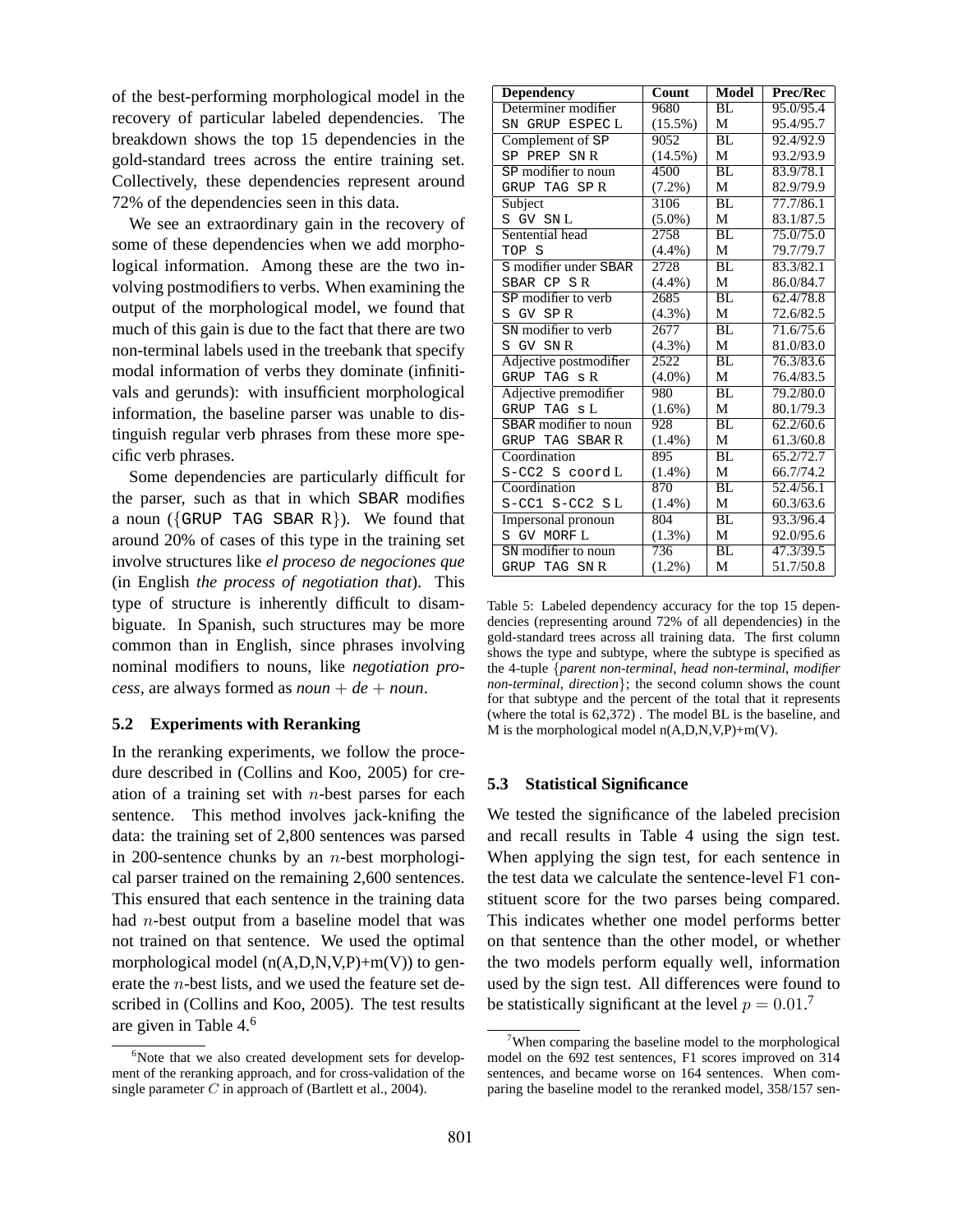of the best-performing morphological model in the recovery of particular labeled dependencies. The breakdown shows the top 15 dependencies in the gold-standard trees across the entire training set. Collectively, these dependencies represent around 72% of the dependencies seen in this data.

We see an extraordinary gain in the recovery of some of these dependencies when we add morphological information. Among these are the two involving postmodifiers to verbs. When examining the output of the morphological model, we found that much of this gain is due to the fact that there are two non-terminal labels used in the treebank that specify modal information of verbs they dominate (infinitivals and gerunds): with insufficient morphological information, the baseline parser was unable to distinguish regular verb phrases from these more specific verb phrases.

Some dependencies are particularly difficult for the parser, such as that in which SBAR modifies a noun ({GRUP TAG SBAR R}). We found that around 20% of cases of this type in the training set involve structures like *el proceso de negociones que* (in English *the process of negotiation that*). This type of structure is inherently difficult to disambiguate. In Spanish, such structures may be more common than in English, since phrases involving nominal modifiers to nouns, like *negotiation process*, are always formed as *noun* + *de* + *noun*.

### 5.2 Experiments with Reranking

In the reranking experiments, we follow the procedure described in (Collins and Koo, 2005) for creation of a training set with $n$-best parses for each sentence. This method involves jack-knifing the data: the training set of 2,800 sentences was parsed in 200-sentence chunks by an $n$-best morphological parser trained on the remaining 2,600 sentences. This ensured that each sentence in the training data had $n$-best output from a baseline model that was not trained on that sentence. We used the optimal morphological model (n(A,D,N,V,P)+m(V)) to generate the $n$-best lists, and we used the feature set described in (Collins and Koo, 2005). The test results are given in Table 4.[6]

[6]Note that we also created development sets for development of the reranking approach, and for cross-validation of the single parameter $C$ in approach of (Bartlett et al., 2004).

| Dependency | Count | Model | Prec/Rec |
|---|---|---|---|
| Determiner modifier | 9680 | BL | 95.0/95.4 |
| SN GRUP ESPEC L | (15.5%) | M | 95.4/95.7 |
| Complement of SP | 9052 | BL | 92.4/92.9 |
| SP PREP SN R | (14.5%) | M | 93.2/93.9 |
| SP modifier to noun | 4500 | BL | 83.9/78.1 |
| GRUP TAG SP R | (7.2%) | M | 82.9/79.9 |
| Subject | 3106 | BL | 77.7/86.1 |
| S GV SN L | (5.0%) | M | 83.1/87.5 |
| Sentential head | 2758 | BL | 75.0/75.0 |
| TOP S | (4.4%) | M | 79.7/79.7 |
| S modifier under SBAR | 2728 | BL | 83.3/82.1 |
| SBAR CP S R | (4.4%) | M | 86.0/84.7 |
| SP modifier to verb | 2685 | BL | 62.4/78.8 |
| S GV SP R | (4.3%) | M | 72.6/82.5 |
| SN modifier to verb | 2677 | BL | 71.6/75.6 |
| S GV SN R | (4.3%) | M | 81.0/83.0 |
| Adjective postmodifier | 2522 | BL | 76.3/83.6 |
| GRUP TAG s R | (4.0%) | M | 76.4/83.5 |
| Adjective premodifier | 980 | BL | 79.2/80.0 |
| GRUP TAG s L | (1.6%) | M | 80.1/79.3 |
| SBAR modifier to noun | 928 | BL | 62.2/60.6 |
| GRUP TAG SBAR R | (1.4%) | M | 61.3/60.8 |
| Coordination | 895 | BL | 65.2/72.7 |
| S-CC2 S coord L | (1.4%) | M | 66.7/74.2 |
| Coordination | 870 | BL | 52.4/56.1 |
| S-CC1 S-CC2 S L | (1.4%) | M | 60.3/63.6 |
| Impersonal pronoun | 804 | BL | 93.3/96.4 |
| S GV MORF L | (1.3%) | M | 92.0/95.6 |
| SN modifier to noun | 736 | BL | 47.3/39.5 |
| GRUP TAG SN R | (1.2%) | M | 51.7/50.8 |

Table 5: Labeled dependency accuracy for the top 15 dependencies (representing around 72% of all dependencies) in the gold-standard trees across all training data. The first column shows the type and subtype, where the subtype is specified as the 4-tuple {*parent non-terminal*, *head non-terminal*, *modifier non-terminal*, *direction*}; the second column shows the count for that subtype and the percent of the total that it represents (where the total is 62,372) . The model BL is the baseline, and M is the morphological model n(A,D,N,V,P)+m(V).

### 5.3 Statistical Significance

We tested the significance of the labeled precision and recall results in Table 4 using the sign test. When applying the sign test, for each sentence in the test data we calculate the sentence-level F1 constituent score for the two parses being compared. This indicates whether one model performs better on that sentence than the other model, or whether the two models perform equally well, information used by the sign test. All differences were found to be statistically significant at the level $p = 0.01$.[7]

[7]When comparing the baseline model to the morphological model on the 692 test sentences, F1 scores improved on 314 sentences, and became worse on 164 sentences. When comparing the baseline model to the reranked model, 358/157 sen-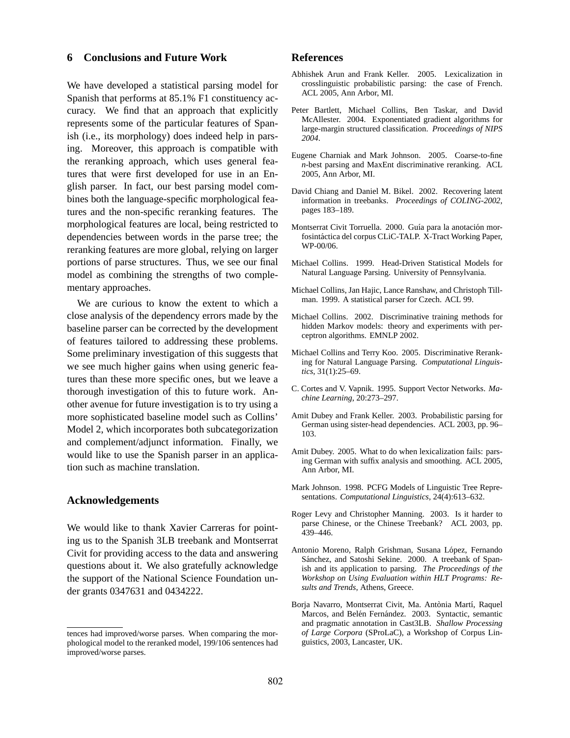## 6 Conclusions and Future Work

We have developed a statistical parsing model for Spanish that performs at 85.1% F1 constituency accuracy. We find that an approach that explicitly represents some of the particular features of Spanish (i.e., its morphology) does indeed help in parsing. Moreover, this approach is compatible with the reranking approach, which uses general features that were first developed for use in an English parser. In fact, our best parsing model combines both the language-specific morphological features and the non-specific reranking features. The morphological features are local, being restricted to dependencies between words in the parse tree; the reranking features are more global, relying on larger portions of parse structures. Thus, we see our final model as combining the strengths of two complementary approaches.

We are curious to know the extent to which a close analysis of the dependency errors made by the baseline parser can be corrected by the development of features tailored to addressing these problems. Some preliminary investigation of this suggests that we see much higher gains when using generic features than these more specific ones, but we leave a thorough investigation of this to future work. Another avenue for future investigation is to try using a more sophisticated baseline model such as Collins' Model 2, which incorporates both subcategorization and complement/adjunct information. Finally, we would like to use the Spanish parser in an application such as machine translation.

## Acknowledgements

We would like to thank Xavier Carreras for pointing us to the Spanish 3LB treebank and Montserrat Civit for providing access to the data and answering questions about it. We also gratefully acknowledge the support of the National Science Foundation under grants 0347631 and 0434222.

tences had improved/worse parses. When comparing the morphological model to the reranked model, 199/106 sentences had improved/worse parses.

## References

Abhishek Arun and Frank Keller. 2005. Lexicalization in crosslinguistic probabilistic parsing: the case of French. ACL 2005, Ann Arbor, MI.

Peter Bartlett, Michael Collins, Ben Taskar, and David McAllester. 2004. Exponentiated gradient algorithms for large-margin structured classification. *Proceedings of NIPS 2004*.

Eugene Charniak and Mark Johnson. 2005. Coarse-to-fine *n*-best parsing and MaxEnt discriminative reranking. ACL 2005, Ann Arbor, MI.

David Chiang and Daniel M. Bikel. 2002. Recovering latent information in treebanks. *Proceedings of COLING-2002*, pages 183–189.

Montserrat Civit Torruella. 2000. Guía para la anotación morfosintáctica del corpus CLiC-TALP. X-Tract Working Paper, WP-00/06.

Michael Collins. 1999. Head-Driven Statistical Models for Natural Language Parsing. University of Pennsylvania.

Michael Collins, Jan Hajic, Lance Ranshaw, and Christoph Tillman. 1999. A statistical parser for Czech. ACL 99.

Michael Collins. 2002. Discriminative training methods for hidden Markov models: theory and experiments with perceptron algorithms. EMNLP 2002.

Michael Collins and Terry Koo. 2005. Discriminative Reranking for Natural Language Parsing. *Computational Linguistics*, 31(1):25–69.

C. Cortes and V. Vapnik. 1995. Support Vector Networks. *Machine Learning*, 20:273–297.

Amit Dubey and Frank Keller. 2003. Probabilistic parsing for German using sister-head dependencies. ACL 2003, pp. 96–103.

Amit Dubey. 2005. What to do when lexicalization fails: parsing German with suffix analysis and smoothing. ACL 2005, Ann Arbor, MI.

Mark Johnson. 1998. PCFG Models of Linguistic Tree Representations. *Computational Linguistics*, 24(4):613–632.

Roger Levy and Christopher Manning. 2003. Is it harder to parse Chinese, or the Chinese Treebank? ACL 2003, pp. 439–446.

Antonio Moreno, Ralph Grishman, Susana López, Fernando Sánchez, and Satoshi Sekine. 2000. A treebank of Spanish and its application to parsing. *The Proceedings of the Workshop on Using Evaluation within HLT Programs: Results and Trends*, Athens, Greece.

Borja Navarro, Montserrat Civit, Ma. Antònia Martí, Raquel Marcos, and Belén Fernández. 2003. Syntactic, semantic and pragmatic annotation in Cast3LB. *Shallow Processing of Large Corpora* (SProLaC), a Workshop of Corpus Linguistics, 2003, Lancaster, UK.